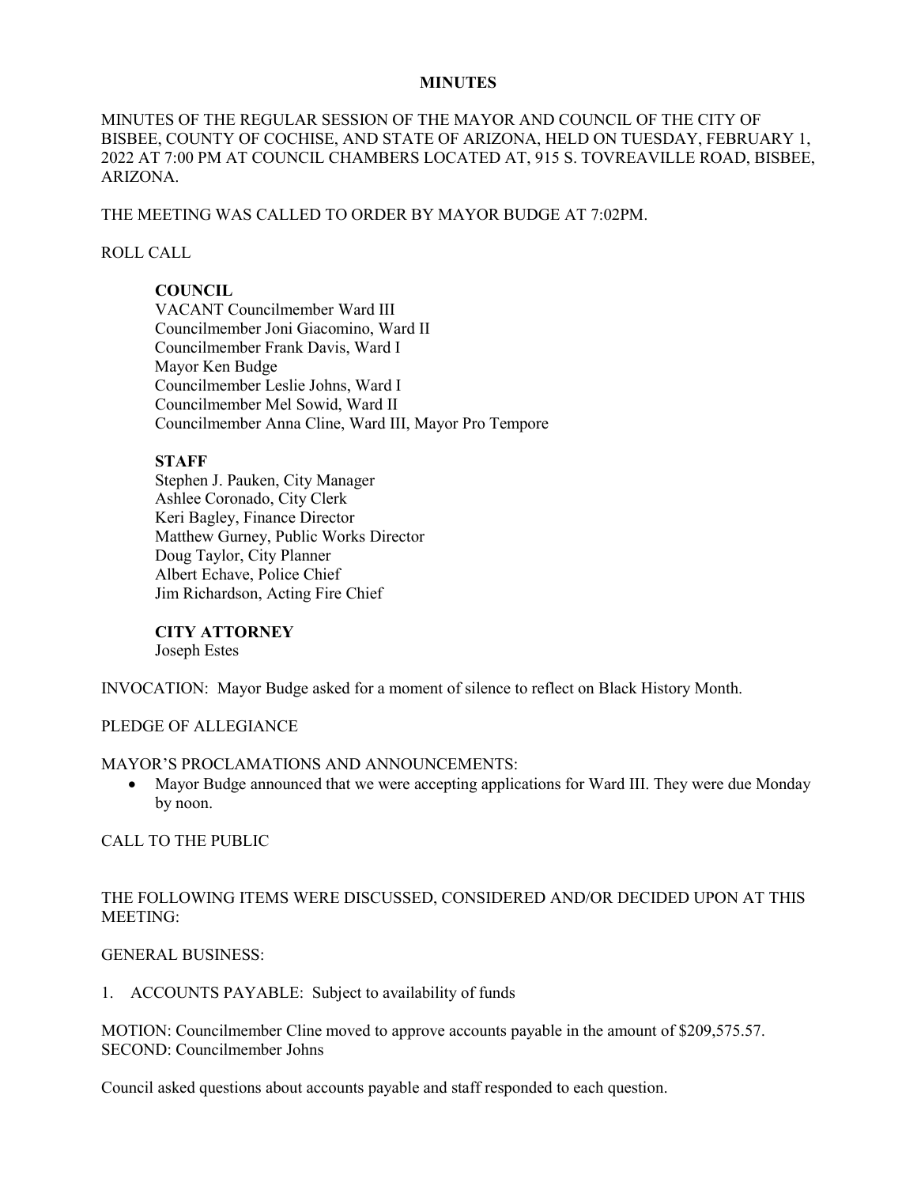# MINUTES

MINUTES OF THE REGULAR SESSION OF THE MAYOR AND COUNCIL OF THE CITY OF BISBEE, COUNTY OF COCHISE, AND STATE OF ARIZONA, HELD ON TUESDAY, FEBRUARY 1, 2022 AT 7:00 PM AT COUNCIL CHAMBERS LOCATED AT, 915 S. TOVREAVILLE ROAD, BISBEE, ARIZONA.

THE MEETING WAS CALLED TO ORDER BY MAYOR BUDGE AT 7:02PM.

ROLL CALL

**COUNCIL**
VACANT Councilmember Ward III
Councilmember Joni Giacomino, Ward II
Councilmember Frank Davis, Ward I
Mayor Ken Budge
Councilmember Leslie Johns, Ward I
Councilmember Mel Sowid, Ward II
Councilmember Anna Cline, Ward III, Mayor Pro Tempore

**STAFF**
Stephen J. Pauken, City Manager
Ashlee Coronado, City Clerk
Keri Bagley, Finance Director
Matthew Gurney, Public Works Director
Doug Taylor, City Planner
Albert Echave, Police Chief
Jim Richardson, Acting Fire Chief

**CITY ATTORNEY**
Joseph Estes

INVOCATION: Mayor Budge asked for a moment of silence to reflect on Black History Month.

PLEDGE OF ALLEGIANCE

MAYOR'S PROCLAMATIONS AND ANNOUNCEMENTS:

- Mayor Budge announced that we were accepting applications for Ward III. They were due Monday by noon.

CALL TO THE PUBLIC

THE FOLLOWING ITEMS WERE DISCUSSED, CONSIDERED AND/OR DECIDED UPON AT THIS MEETING:

GENERAL BUSINESS:

1. ACCOUNTS PAYABLE: Subject to availability of funds

MOTION: Councilmember Cline moved to approve accounts payable in the amount of $209,575.57.
SECOND: Councilmember Johns

Council asked questions about accounts payable and staff responded to each question.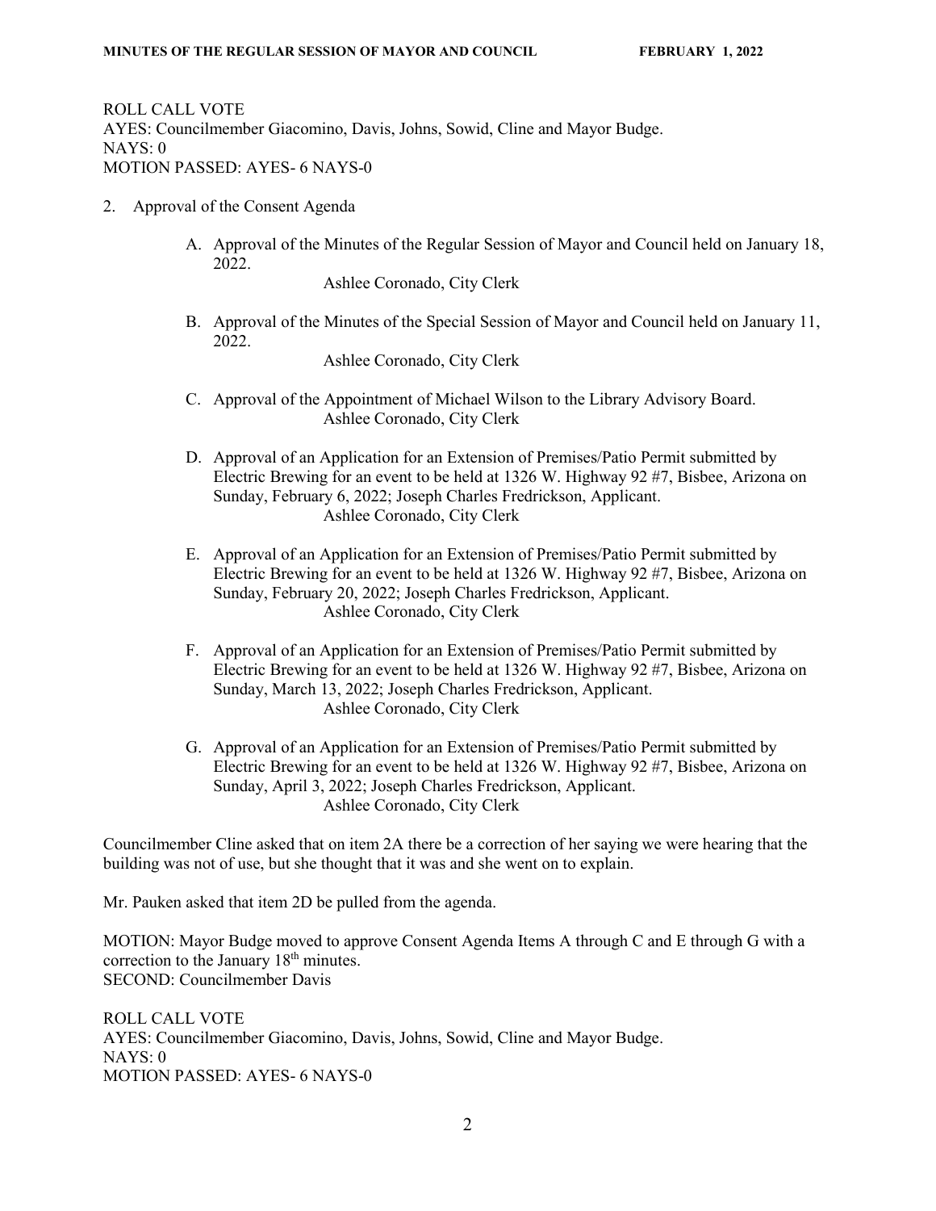ROLL CALL VOTE
AYES: Councilmember Giacomino, Davis, Johns, Sowid, Cline and Mayor Budge.
NAYS: 0
MOTION PASSED: AYES- 6 NAYS-0

2. Approval of the Consent Agenda

   A. Approval of the Minutes of the Regular Session of Mayor and Council held on January 18, 2022.
      Ashlee Coronado, City Clerk

   B. Approval of the Minutes of the Special Session of Mayor and Council held on January 11, 2022.
      Ashlee Coronado, City Clerk

   C. Approval of the Appointment of Michael Wilson to the Library Advisory Board.
      Ashlee Coronado, City Clerk

   D. Approval of an Application for an Extension of Premises/Patio Permit submitted by Electric Brewing for an event to be held at 1326 W. Highway 92 #7, Bisbee, Arizona on Sunday, February 6, 2022; Joseph Charles Fredrickson, Applicant.
      Ashlee Coronado, City Clerk

   E. Approval of an Application for an Extension of Premises/Patio Permit submitted by Electric Brewing for an event to be held at 1326 W. Highway 92 #7, Bisbee, Arizona on Sunday, February 20, 2022; Joseph Charles Fredrickson, Applicant.
      Ashlee Coronado, City Clerk

   F. Approval of an Application for an Extension of Premises/Patio Permit submitted by Electric Brewing for an event to be held at 1326 W. Highway 92 #7, Bisbee, Arizona on Sunday, March 13, 2022; Joseph Charles Fredrickson, Applicant.
      Ashlee Coronado, City Clerk

   G. Approval of an Application for an Extension of Premises/Patio Permit submitted by Electric Brewing for an event to be held at 1326 W. Highway 92 #7, Bisbee, Arizona on Sunday, April 3, 2022; Joseph Charles Fredrickson, Applicant.
      Ashlee Coronado, City Clerk

Councilmember Cline asked that on item 2A there be a correction of her saying we were hearing that the building was not of use, but she thought that it was and she went on to explain.

Mr. Pauken asked that item 2D be pulled from the agenda.

MOTION: Mayor Budge moved to approve Consent Agenda Items A through C and E through G with a correction to the January 18th minutes.
SECOND: Councilmember Davis

ROLL CALL VOTE
AYES: Councilmember Giacomino, Davis, Johns, Sowid, Cline and Mayor Budge.
NAYS: 0
MOTION PASSED: AYES- 6 NAYS-0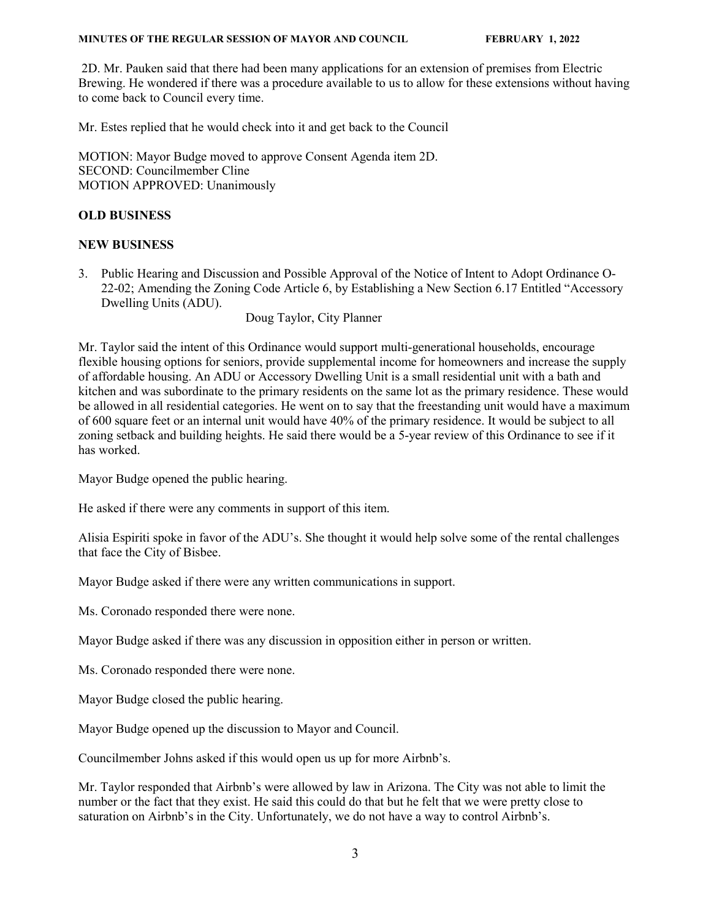2D. Mr. Pauken said that there had been many applications for an extension of premises from Electric Brewing. He wondered if there was a procedure available to us to allow for these extensions without having to come back to Council every time.

Mr. Estes replied that he would check into it and get back to the Council

MOTION: Mayor Budge moved to approve Consent Agenda item 2D.
SECOND: Councilmember Cline
MOTION APPROVED: Unanimously

## OLD BUSINESS

## NEW BUSINESS

3. Public Hearing and Discussion and Possible Approval of the Notice of Intent to Adopt Ordinance O-22-02; Amending the Zoning Code Article 6, by Establishing a New Section 6.17 Entitled "Accessory Dwelling Units (ADU).

   Doug Taylor, City Planner

Mr. Taylor said the intent of this Ordinance would support multi-generational households, encourage flexible housing options for seniors, provide supplemental income for homeowners and increase the supply of affordable housing. An ADU or Accessory Dwelling Unit is a small residential unit with a bath and kitchen and was subordinate to the primary residents on the same lot as the primary residence. These would be allowed in all residential categories. He went on to say that the freestanding unit would have a maximum of 600 square feet or an internal unit would have 40% of the primary residence. It would be subject to all zoning setback and building heights. He said there would be a 5-year review of this Ordinance to see if it has worked.

Mayor Budge opened the public hearing.

He asked if there were any comments in support of this item.

Alisia Espiriti spoke in favor of the ADU's. She thought it would help solve some of the rental challenges that face the City of Bisbee.

Mayor Budge asked if there were any written communications in support.

Ms. Coronado responded there were none.

Mayor Budge asked if there was any discussion in opposition either in person or written.

Ms. Coronado responded there were none.

Mayor Budge closed the public hearing.

Mayor Budge opened up the discussion to Mayor and Council.

Councilmember Johns asked if this would open us up for more Airbnb's.

Mr. Taylor responded that Airbnb's were allowed by law in Arizona. The City was not able to limit the number or the fact that they exist. He said this could do that but he felt that we were pretty close to saturation on Airbnb's in the City. Unfortunately, we do not have a way to control Airbnb's.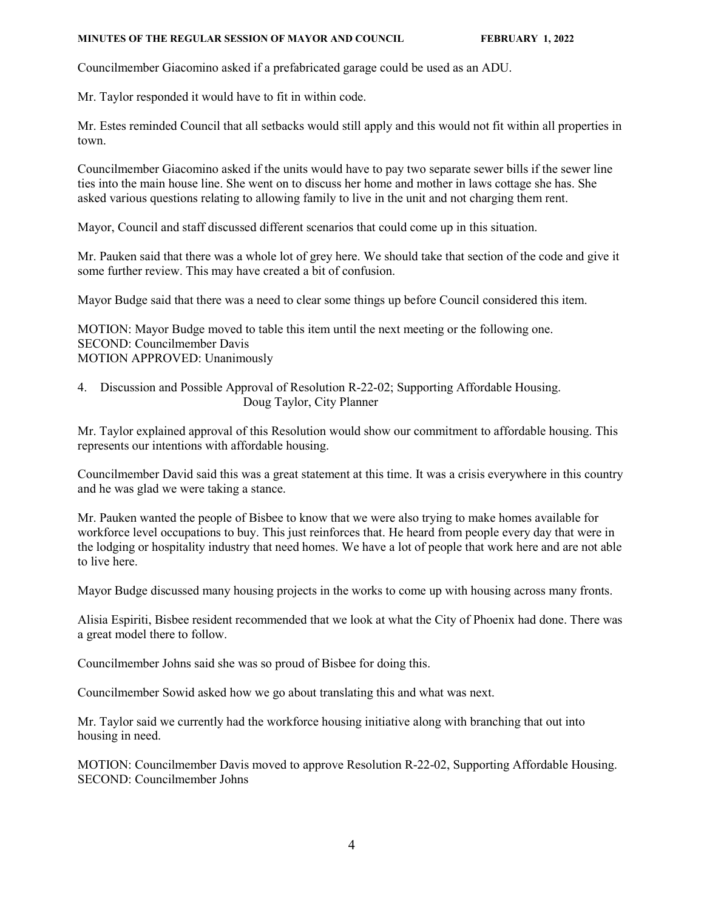Councilmember Giacomino asked if a prefabricated garage could be used as an ADU.

Mr. Taylor responded it would have to fit in within code.

Mr. Estes reminded Council that all setbacks would still apply and this would not fit within all properties in town.

Councilmember Giacomino asked if the units would have to pay two separate sewer bills if the sewer line ties into the main house line. She went on to discuss her home and mother in laws cottage she has. She asked various questions relating to allowing family to live in the unit and not charging them rent.

Mayor, Council and staff discussed different scenarios that could come up in this situation.

Mr. Pauken said that there was a whole lot of grey here. We should take that section of the code and give it some further review. This may have created a bit of confusion.

Mayor Budge said that there was a need to clear some things up before Council considered this item.

MOTION: Mayor Budge moved to table this item until the next meeting or the following one.
SECOND: Councilmember Davis
MOTION APPROVED: Unanimously

4. Discussion and Possible Approval of Resolution R-22-02; Supporting Affordable Housing.
   Doug Taylor, City Planner

Mr. Taylor explained approval of this Resolution would show our commitment to affordable housing. This represents our intentions with affordable housing.

Councilmember David said this was a great statement at this time. It was a crisis everywhere in this country and he was glad we were taking a stance.

Mr. Pauken wanted the people of Bisbee to know that we were also trying to make homes available for workforce level occupations to buy. This just reinforces that. He heard from people every day that were in the lodging or hospitality industry that need homes. We have a lot of people that work here and are not able to live here.

Mayor Budge discussed many housing projects in the works to come up with housing across many fronts.

Alisia Espiriti, Bisbee resident recommended that we look at what the City of Phoenix had done. There was a great model there to follow.

Councilmember Johns said she was so proud of Bisbee for doing this.

Councilmember Sowid asked how we go about translating this and what was next.

Mr. Taylor said we currently had the workforce housing initiative along with branching that out into housing in need.

MOTION: Councilmember Davis moved to approve Resolution R-22-02, Supporting Affordable Housing.
SECOND: Councilmember Johns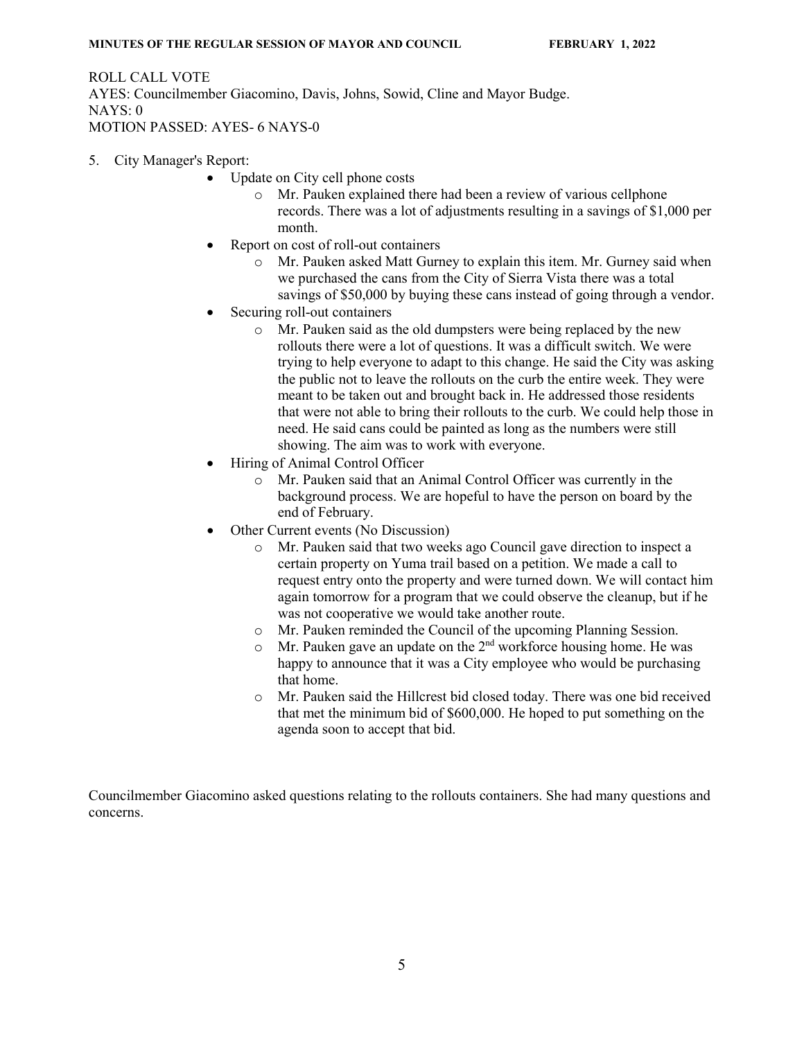ROLL CALL VOTE
AYES: Councilmember Giacomino, Davis, Johns, Sowid, Cline and Mayor Budge.
NAYS: 0
MOTION PASSED: AYES- 6 NAYS-0

5. City Manager's Report:
   - Update on City cell phone costs
     - Mr. Pauken explained there had been a review of various cellphone records. There was a lot of adjustments resulting in a savings of $1,000 per month.
   - Report on cost of roll-out containers
     - Mr. Pauken asked Matt Gurney to explain this item. Mr. Gurney said when we purchased the cans from the City of Sierra Vista there was a total savings of $50,000 by buying these cans instead of going through a vendor.
   - Securing roll-out containers
     - Mr. Pauken said as the old dumpsters were being replaced by the new rollouts there were a lot of questions. It was a difficult switch. We were trying to help everyone to adapt to this change. He said the City was asking the public not to leave the rollouts on the curb the entire week. They were meant to be taken out and brought back in. He addressed those residents that were not able to bring their rollouts to the curb. We could help those in need. He said cans could be painted as long as the numbers were still showing. The aim was to work with everyone.
   - Hiring of Animal Control Officer
     - Mr. Pauken said that an Animal Control Officer was currently in the background process. We are hopeful to have the person on board by the end of February.
   - Other Current events (No Discussion)
     - Mr. Pauken said that two weeks ago Council gave direction to inspect a certain property on Yuma trail based on a petition. We made a call to request entry onto the property and were turned down. We will contact him again tomorrow for a program that we could observe the cleanup, but if he was not cooperative we would take another route.
     - Mr. Pauken reminded the Council of the upcoming Planning Session.
     - Mr. Pauken gave an update on the 2nd workforce housing home. He was happy to announce that it was a City employee who would be purchasing that home.
     - Mr. Pauken said the Hillcrest bid closed today. There was one bid received that met the minimum bid of $600,000. He hoped to put something on the agenda soon to accept that bid.

Councilmember Giacomino asked questions relating to the rollouts containers. She had many questions and concerns.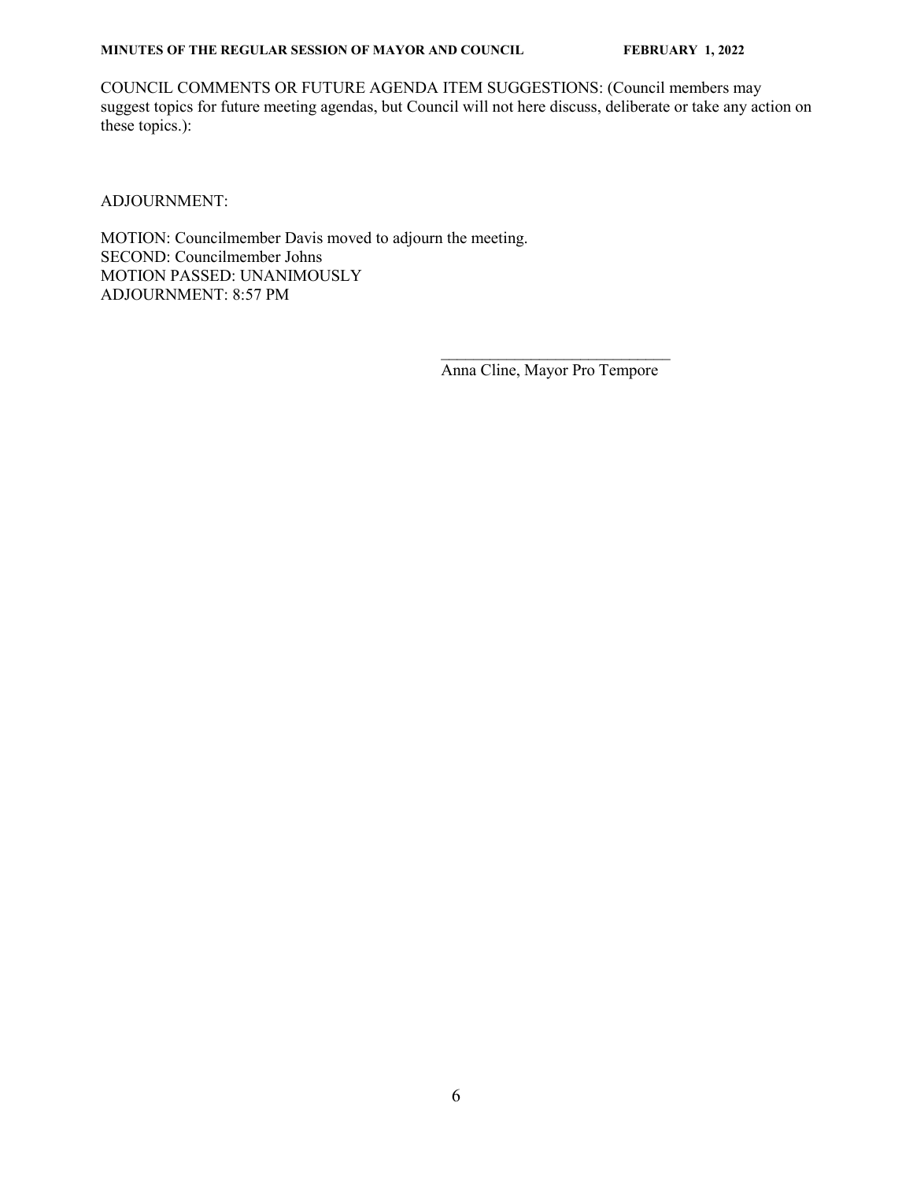COUNCIL COMMENTS OR FUTURE AGENDA ITEM SUGGESTIONS: (Council members may suggest topics for future meeting agendas, but Council will not here discuss, deliberate or take any action on these topics.):

ADJOURNMENT:

MOTION: Councilmember Davis moved to adjourn the meeting.
SECOND: Councilmember Johns
MOTION PASSED: UNANIMOUSLY
ADJOURNMENT: 8:57 PM

\_\_\_\_\_\_\_\_\_\_\_\_\_\_\_\_\_\_\_\_\_\_\_\_\_\_\_\_\_
Anna Cline, Mayor Pro Tempore